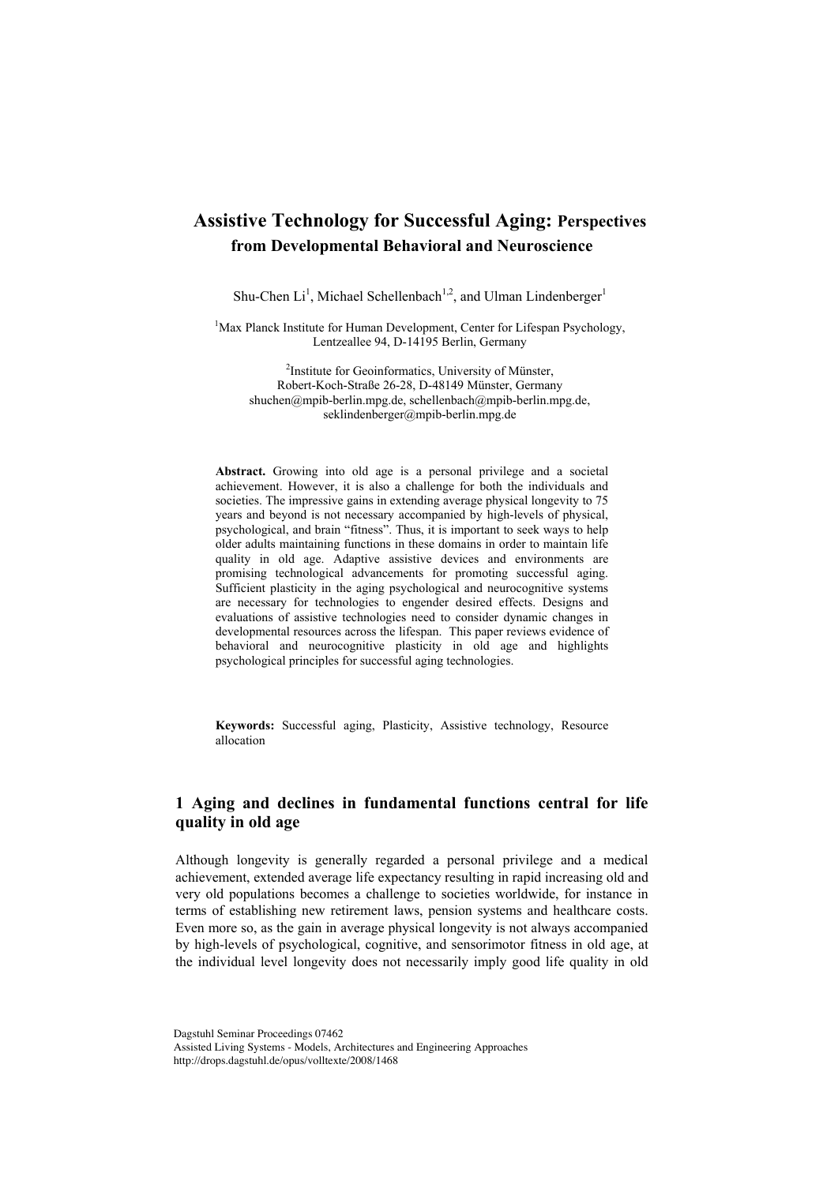# Assistive Technology for Successful Aging: Perspectives from Developmental Behavioral and Neuroscience

Shu-Chen Li[1], Michael Schellenbach[1,2], and Ulman Lindenberger[1]

[1]Max Planck Institute for Human Development, Center for Lifespan Psychology, Lentzeallee 94, D-14195 Berlin, Germany

[2]Institute for Geoinformatics, University of Münster, Robert-Koch-Straße 26-28, D-48149 Münster, Germany
shuchen@mpib-berlin.mpg.de, schellenbach@mpib-berlin.mpg.de, seklindenberger@mpib-berlin.mpg.de

**Abstract.** Growing into old age is a personal privilege and a societal achievement. However, it is also a challenge for both the individuals and societies. The impressive gains in extending average physical longevity to 75 years and beyond is not necessary accompanied by high-levels of physical, psychological, and brain "fitness". Thus, it is important to seek ways to help older adults maintaining functions in these domains in order to maintain life quality in old age. Adaptive assistive devices and environments are promising technological advancements for promoting successful aging. Sufficient plasticity in the aging psychological and neurocognitive systems are necessary for technologies to engender desired effects. Designs and evaluations of assistive technologies need to consider dynamic changes in developmental resources across the lifespan. This paper reviews evidence of behavioral and neurocognitive plasticity in old age and highlights psychological principles for successful aging technologies.

**Keywords:** Successful aging, Plasticity, Assistive technology, Resource allocation

## 1 Aging and declines in fundamental functions central for life quality in old age

Although longevity is generally regarded a personal privilege and a medical achievement, extended average life expectancy resulting in rapid increasing old and very old populations becomes a challenge to societies worldwide, for instance in terms of establishing new retirement laws, pension systems and healthcare costs. Even more so, as the gain in average physical longevity is not always accompanied by high-levels of psychological, cognitive, and sensorimotor fitness in old age, at the individual level longevity does not necessarily imply good life quality in old

Dagstuhl Seminar Proceedings 07462
Assisted Living Systems - Models, Architectures and Engineering Approaches
http://drops.dagstuhl.de/opus/volltexte/2008/1468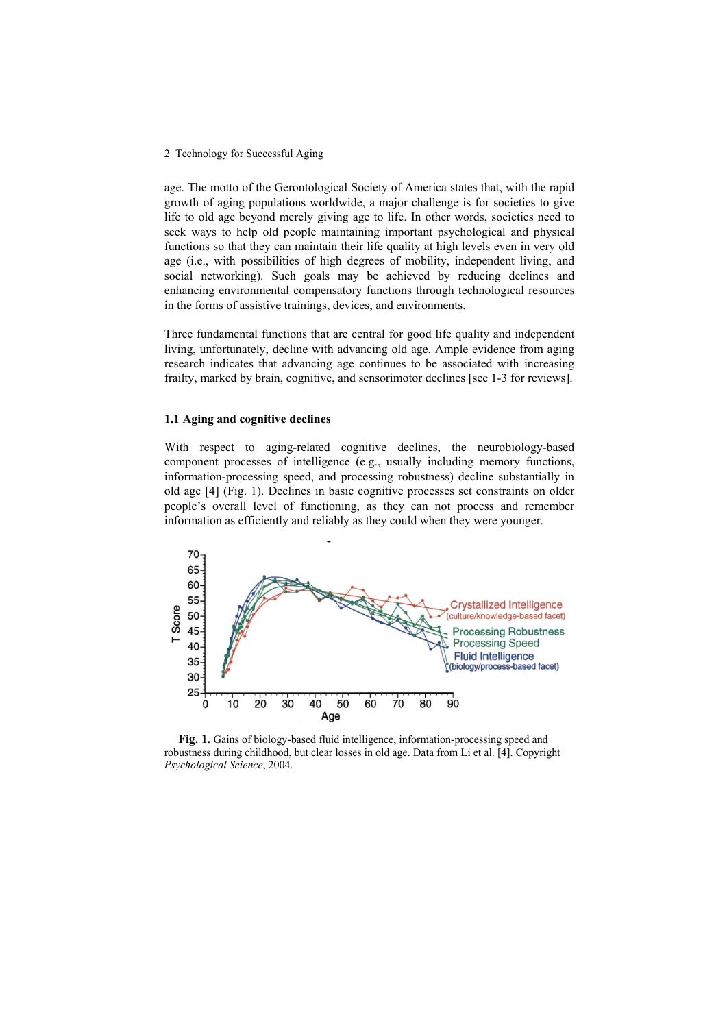age. The motto of the Gerontological Society of America states that, with the rapid growth of aging populations worldwide, a major challenge is for societies to give life to old age beyond merely giving age to life. In other words, societies need to seek ways to help old people maintaining important psychological and physical functions so that they can maintain their life quality at high levels even in very old age (i.e., with possibilities of high degrees of mobility, independent living, and social networking). Such goals may be achieved by reducing declines and enhancing environmental compensatory functions through technological resources in the forms of assistive trainings, devices, and environments.

Three fundamental functions that are central for good life quality and independent living, unfortunately, decline with advancing old age. Ample evidence from aging research indicates that advancing age continues to be associated with increasing frailty, marked by brain, cognitive, and sensorimotor declines [see 1-3 for reviews].

### 1.1 Aging and cognitive declines

With respect to aging-related cognitive declines, the neurobiology-based component processes of intelligence (e.g., usually including memory functions, information-processing speed, and processing robustness) decline substantially in old age [4] (Fig. 1). Declines in basic cognitive processes set constraints on older people's overall level of functioning, as they can not process and remember information as efficiently and reliably as they could when they were younger.

**Fig. 1.** Gains of biology-based fluid intelligence, information-processing speed and robustness during childhood, but clear losses in old age. Data from Li et al. [4]. Copyright *Psychological Science*, 2004.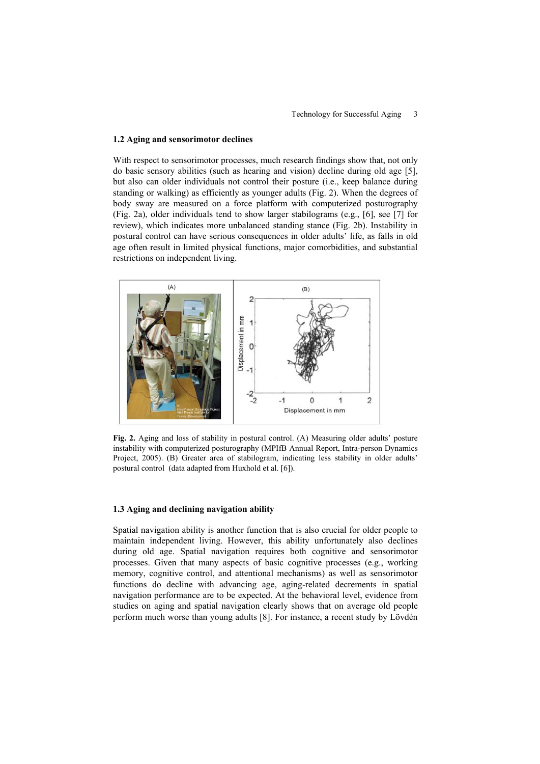### 1.2 Aging and sensorimotor declines

With respect to sensorimotor processes, much research findings show that, not only do basic sensory abilities (such as hearing and vision) decline during old age [5], but also can older individuals not control their posture (i.e., keep balance during standing or walking) as efficiently as younger adults (Fig. 2). When the degrees of body sway are measured on a force platform with computerized posturography (Fig. 2a), older individuals tend to show larger stabilograms (e.g., [6], see [7] for review), which indicates more unbalanced standing stance (Fig. 2b). Instability in postural control can have serious consequences in older adults' life, as falls in old age often result in limited physical functions, major comorbidities, and substantial restrictions on independent living.

**Fig. 2.** Aging and loss of stability in postural control. (A) Measuring older adults' posture instability with computerized posturography (MPIfB Annual Report, Intra-person Dynamics Project, 2005). (B) Greater area of stabilogram, indicating less stability in older adults' postural control (data adapted from Huxhold et al. [6]).

### 1.3 Aging and declining navigation ability

Spatial navigation ability is another function that is also crucial for older people to maintain independent living. However, this ability unfortunately also declines during old age. Spatial navigation requires both cognitive and sensorimotor processes. Given that many aspects of basic cognitive processes (e.g., working memory, cognitive control, and attentional mechanisms) as well as sensorimotor functions do decline with advancing age, aging-related decrements in spatial navigation performance are to be expected. At the behavioral level, evidence from studies on aging and spatial navigation clearly shows that on average old people perform much worse than young adults [8]. For instance, a recent study by Lövdén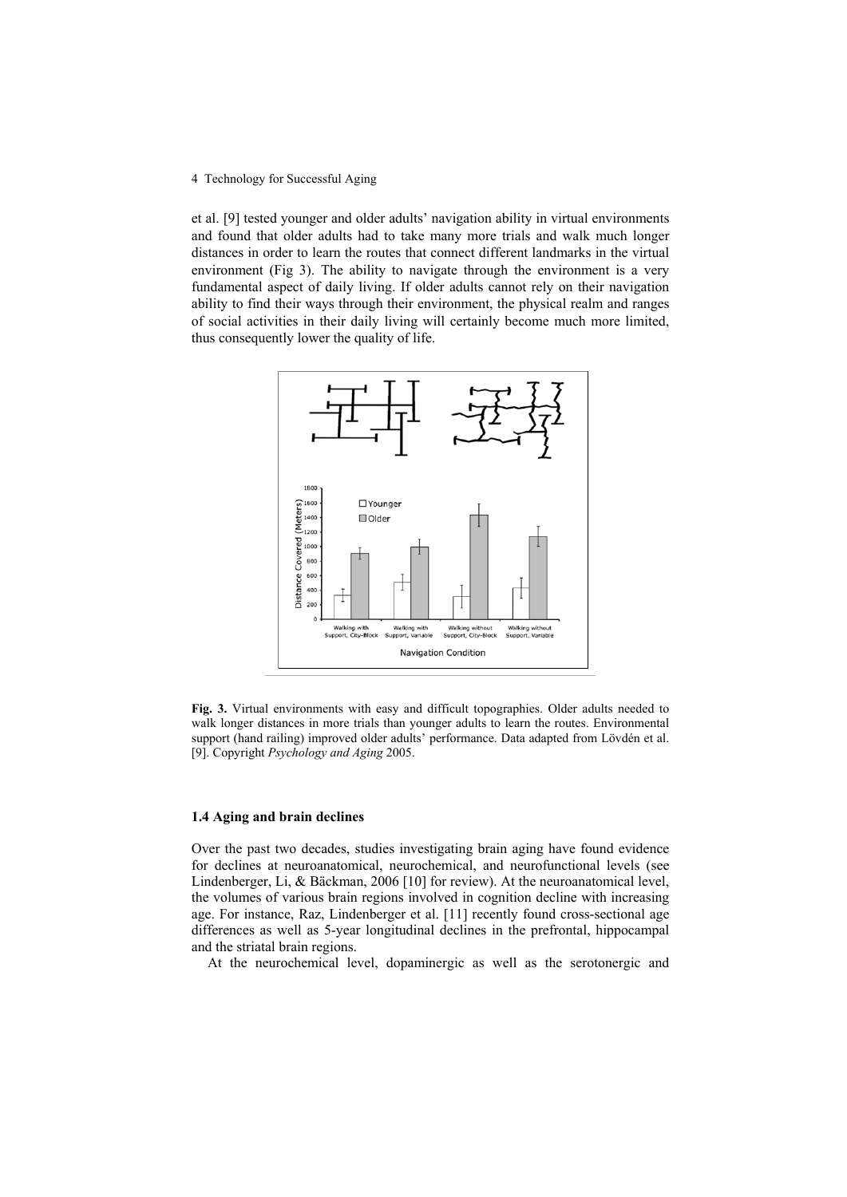et al. [9] tested younger and older adults' navigation ability in virtual environments and found that older adults had to take many more trials and walk much longer distances in order to learn the routes that connect different landmarks in the virtual environment (Fig 3). The ability to navigate through the environment is a very fundamental aspect of daily living. If older adults cannot rely on their navigation ability to find their ways through their environment, the physical realm and ranges of social activities in their daily living will certainly become much more limited, thus consequently lower the quality of life.

**Fig. 3.** Virtual environments with easy and difficult topographies. Older adults needed to walk longer distances in more trials than younger adults to learn the routes. Environmental support (hand railing) improved older adults' performance. Data adapted from Lövdén et al. [9]. Copyright *Psychology and Aging* 2005.

### 1.4 Aging and brain declines

Over the past two decades, studies investigating brain aging have found evidence for declines at neuroanatomical, neurochemical, and neurofunctional levels (see Lindenberger, Li, & Bäckman, 2006 [10] for review). At the neuroanatomical level, the volumes of various brain regions involved in cognition decline with increasing age. For instance, Raz, Lindenberger et al. [11] recently found cross-sectional age differences as well as 5-year longitudinal declines in the prefrontal, hippocampal and the striatal brain regions.

At the neurochemical level, dopaminergic as well as the serotonergic and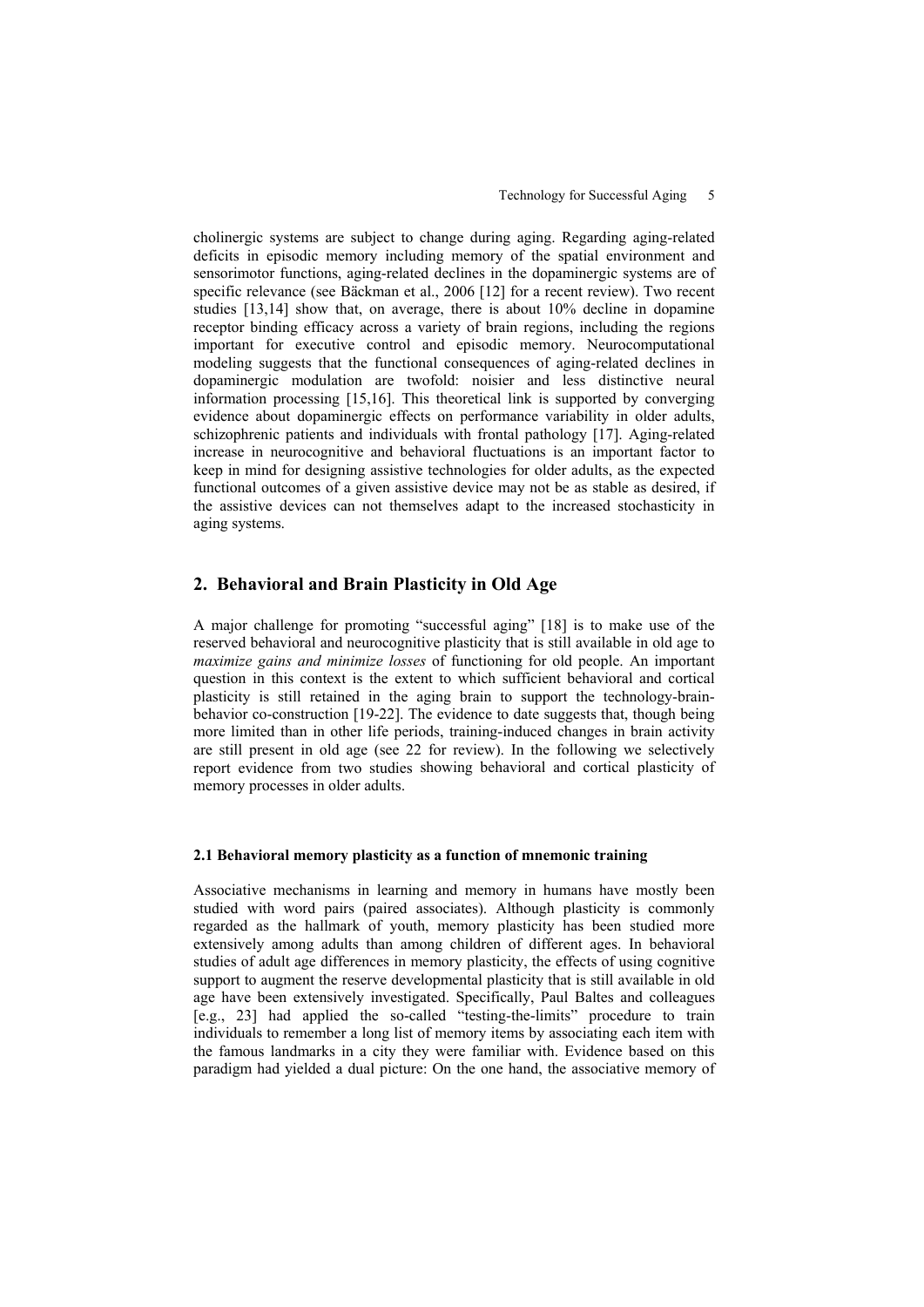cholinergic systems are subject to change during aging. Regarding aging-related deficits in episodic memory including memory of the spatial environment and sensorimotor functions, aging-related declines in the dopaminergic systems are of specific relevance (see Bäckman et al., 2006 [12] for a recent review). Two recent studies [13,14] show that, on average, there is about 10% decline in dopamine receptor binding efficacy across a variety of brain regions, including the regions important for executive control and episodic memory. Neurocomputational modeling suggests that the functional consequences of aging-related declines in dopaminergic modulation are twofold: noisier and less distinctive neural information processing [15,16]. This theoretical link is supported by converging evidence about dopaminergic effects on performance variability in older adults, schizophrenic patients and individuals with frontal pathology [17]. Aging-related increase in neurocognitive and behavioral fluctuations is an important factor to keep in mind for designing assistive technologies for older adults, as the expected functional outcomes of a given assistive device may not be as stable as desired, if the assistive devices can not themselves adapt to the increased stochasticity in aging systems.

## 2. Behavioral and Brain Plasticity in Old Age

A major challenge for promoting "successful aging" [18] is to make use of the reserved behavioral and neurocognitive plasticity that is still available in old age to *maximize gains and minimize losses* of functioning for old people. An important question in this context is the extent to which sufficient behavioral and cortical plasticity is still retained in the aging brain to support the technology-brain-behavior co-construction [19-22]. The evidence to date suggests that, though being more limited than in other life periods, training-induced changes in brain activity are still present in old age (see 22 for review). In the following we selectively report evidence from two studies showing behavioral and cortical plasticity of memory processes in older adults.

### 2.1 Behavioral memory plasticity as a function of mnemonic training

Associative mechanisms in learning and memory in humans have mostly been studied with word pairs (paired associates). Although plasticity is commonly regarded as the hallmark of youth, memory plasticity has been studied more extensively among adults than among children of different ages. In behavioral studies of adult age differences in memory plasticity, the effects of using cognitive support to augment the reserve developmental plasticity that is still available in old age have been extensively investigated. Specifically, Paul Baltes and colleagues [e.g., 23] had applied the so-called "testing-the-limits" procedure to train individuals to remember a long list of memory items by associating each item with the famous landmarks in a city they were familiar with. Evidence based on this paradigm had yielded a dual picture: On the one hand, the associative memory of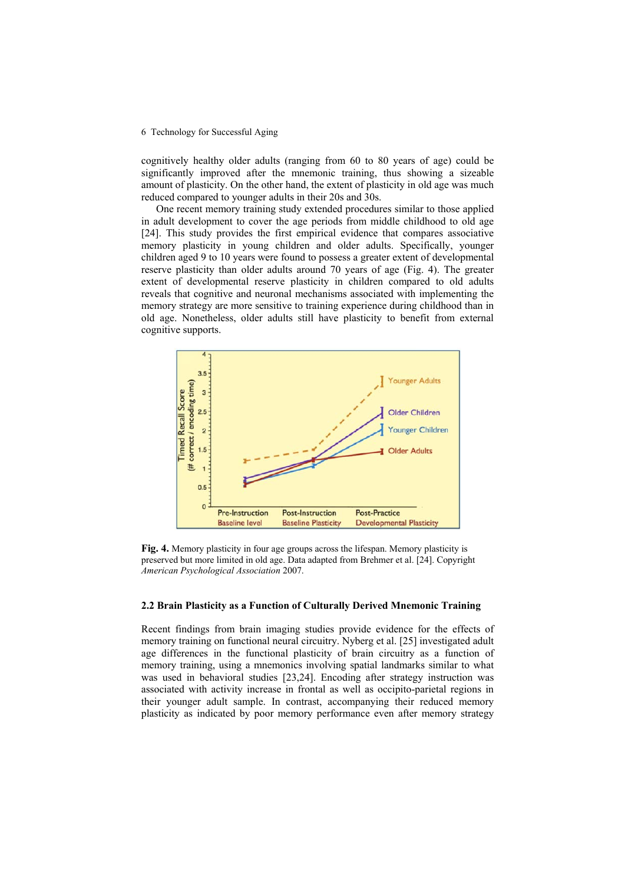cognitively healthy older adults (ranging from 60 to 80 years of age) could be significantly improved after the mnemonic training, thus showing a sizeable amount of plasticity. On the other hand, the extent of plasticity in old age was much reduced compared to younger adults in their 20s and 30s.

One recent memory training study extended procedures similar to those applied in adult development to cover the age periods from middle childhood to old age [24]. This study provides the first empirical evidence that compares associative memory plasticity in young children and older adults. Specifically, younger children aged 9 to 10 years were found to possess a greater extent of developmental reserve plasticity than older adults around 70 years of age (Fig. 4). The greater extent of developmental reserve plasticity in children compared to old adults reveals that cognitive and neuronal mechanisms associated with implementing the memory strategy are more sensitive to training experience during childhood than in old age. Nonetheless, older adults still have plasticity to benefit from external cognitive supports.

**Fig. 4.** Memory plasticity in four age groups across the lifespan. Memory plasticity is preserved but more limited in old age. Data adapted from Brehmer et al. [24]. Copyright *American Psychological Association* 2007.

### 2.2 Brain Plasticity as a Function of Culturally Derived Mnemonic Training

Recent findings from brain imaging studies provide evidence for the effects of memory training on functional neural circuitry. Nyberg et al. [25] investigated adult age differences in the functional plasticity of brain circuitry as a function of memory training, using a mnemonics involving spatial landmarks similar to what was used in behavioral studies [23,24]. Encoding after strategy instruction was associated with activity increase in frontal as well as occipito-parietal regions in their younger adult sample. In contrast, accompanying their reduced memory plasticity as indicated by poor memory performance even after memory strategy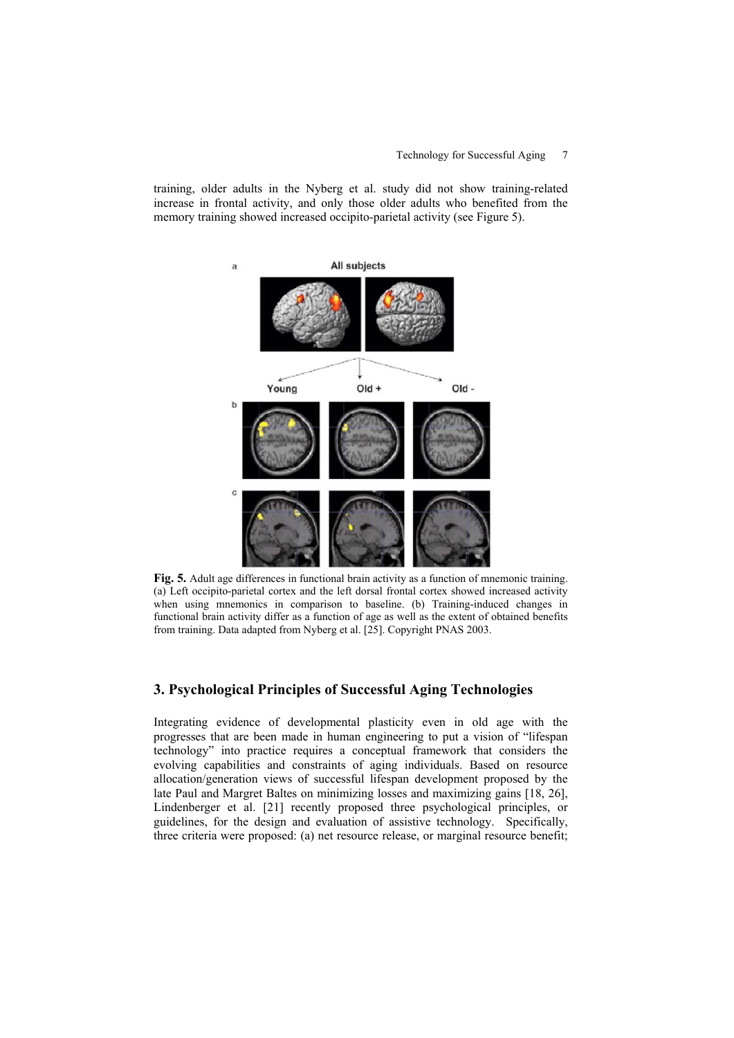training, older adults in the Nyberg et al. study did not show training-related increase in frontal activity, and only those older adults who benefited from the memory training showed increased occipito-parietal activity (see Figure 5).

**Fig. 5.** Adult age differences in functional brain activity as a function of mnemonic training. (a) Left occipito-parietal cortex and the left dorsal frontal cortex showed increased activity when using mnemonics in comparison to baseline. (b) Training-induced changes in functional brain activity differ as a function of age as well as the extent of obtained benefits from training. Data adapted from Nyberg et al. [25]. Copyright PNAS 2003.

## 3. Psychological Principles of Successful Aging Technologies

Integrating evidence of developmental plasticity even in old age with the progresses that are been made in human engineering to put a vision of "lifespan technology" into practice requires a conceptual framework that considers the evolving capabilities and constraints of aging individuals. Based on resource allocation/generation views of successful lifespan development proposed by the late Paul and Margret Baltes on minimizing losses and maximizing gains [18, 26], Lindenberger et al. [21] recently proposed three psychological principles, or guidelines, for the design and evaluation of assistive technology. Specifically, three criteria were proposed: (a) net resource release, or marginal resource benefit;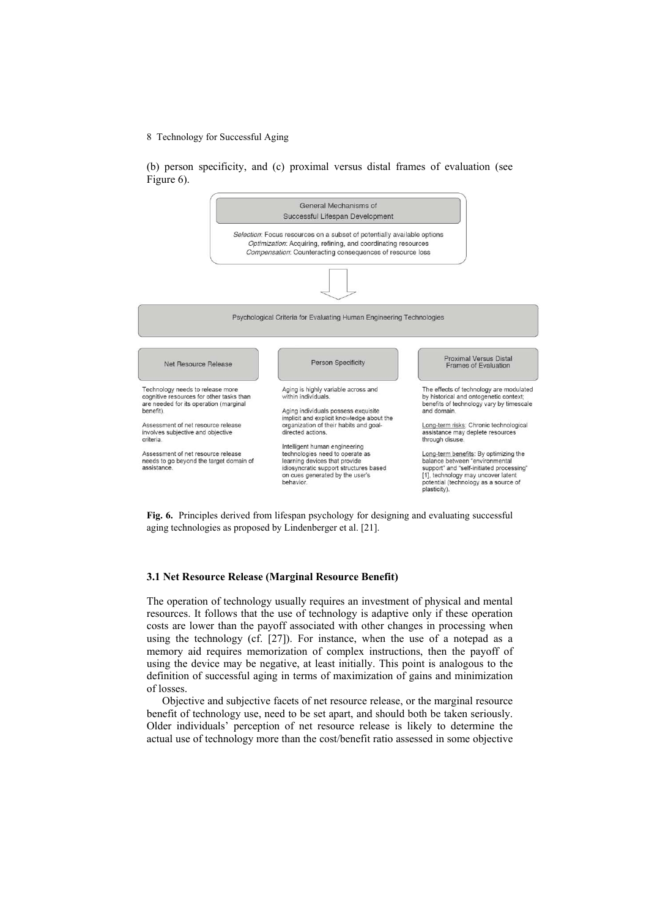(b) person specificity, and (c) proximal versus distal frames of evaluation (see Figure 6).

**General Mechanisms of Successful Lifespan Development**

*Selection*: Focus resources on a subset of potentially available options
*Optimization*: Acquiring, refining, and coordinating resources
*Compensation*: Counteracting consequences of resource loss

**Psychological Criteria for Evaluating Human Engineering Technologies**

**Net Resource Release**

Technology needs to release more cognitive resources for other tasks than are needed for its operation (marginal benefit).

Assessment of net resource release involves subjective and objective criteria.

Assessment of net resource release needs to go beyond the target domain of assistance.

**Person Specificity**

Aging is highly variable across and within individuals.

Aging individuals possess exquisite implicit and explicit knowledge about the organization of their habits and goal-directed actions.

Intelligent human engineering technologies need to operate as learning devices that provide idiosyncratic support structures based on cues generated by the user's behavior.

**Proximal Versus Distal Frames of Evaluation**

The effects of technology are modulated by historical and ontogenetic context; benefits of technology vary by timescale and domain.

Long-term risks: Chronic technological assistance may deplete resources through disuse.

Long-term benefits: By optimizing the balance between "environmental support" and "self-initiated processing" [1], technology may uncover latent potential (technology as a source of plasticity).

**Fig. 6.** Principles derived from lifespan psychology for designing and evaluating successful aging technologies as proposed by Lindenberger et al. [21].

### 3.1 Net Resource Release (Marginal Resource Benefit)

The operation of technology usually requires an investment of physical and mental resources. It follows that the use of technology is adaptive only if these operation costs are lower than the payoff associated with other changes in processing when using the technology (cf. [27]). For instance, when the use of a notepad as a memory aid requires memorization of complex instructions, then the payoff of using the device may be negative, at least initially. This point is analogous to the definition of successful aging in terms of maximization of gains and minimization of losses.

Objective and subjective facets of net resource release, or the marginal resource benefit of technology use, need to be set apart, and should both be taken seriously. Older individuals' perception of net resource release is likely to determine the actual use of technology more than the cost/benefit ratio assessed in some objective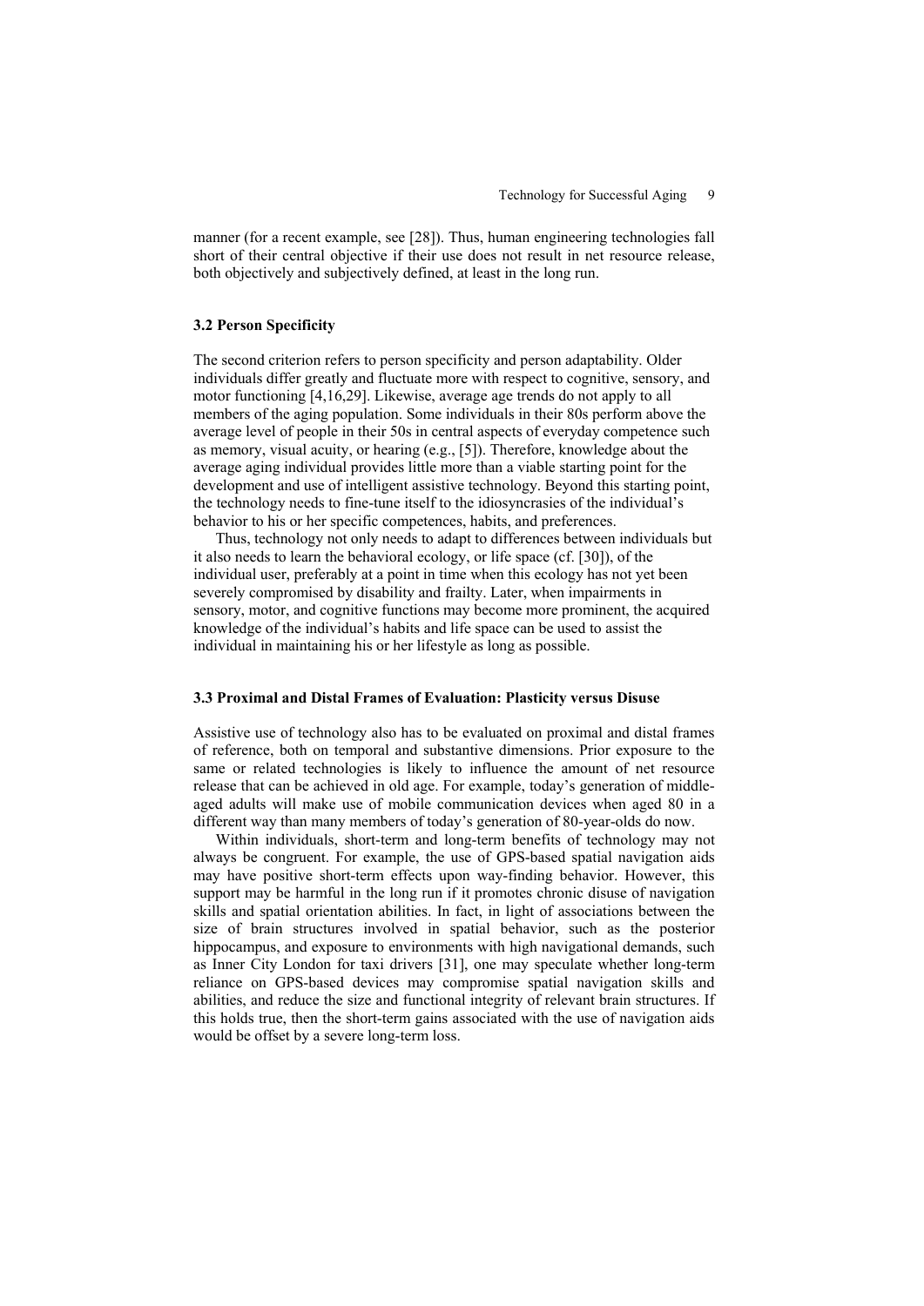manner (for a recent example, see [28]). Thus, human engineering technologies fall short of their central objective if their use does not result in net resource release, both objectively and subjectively defined, at least in the long run.

### 3.2 Person Specificity

The second criterion refers to person specificity and person adaptability. Older individuals differ greatly and fluctuate more with respect to cognitive, sensory, and motor functioning [4,16,29]. Likewise, average age trends do not apply to all members of the aging population. Some individuals in their 80s perform above the average level of people in their 50s in central aspects of everyday competence such as memory, visual acuity, or hearing (e.g., [5]). Therefore, knowledge about the average aging individual provides little more than a viable starting point for the development and use of intelligent assistive technology. Beyond this starting point, the technology needs to fine-tune itself to the idiosyncrasies of the individual's behavior to his or her specific competences, habits, and preferences.

Thus, technology not only needs to adapt to differences between individuals but it also needs to learn the behavioral ecology, or life space (cf. [30]), of the individual user, preferably at a point in time when this ecology has not yet been severely compromised by disability and frailty. Later, when impairments in sensory, motor, and cognitive functions may become more prominent, the acquired knowledge of the individual's habits and life space can be used to assist the individual in maintaining his or her lifestyle as long as possible.

### 3.3 Proximal and Distal Frames of Evaluation: Plasticity versus Disuse

Assistive use of technology also has to be evaluated on proximal and distal frames of reference, both on temporal and substantive dimensions. Prior exposure to the same or related technologies is likely to influence the amount of net resource release that can be achieved in old age. For example, today's generation of middle-aged adults will make use of mobile communication devices when aged 80 in a different way than many members of today's generation of 80-year-olds do now.

Within individuals, short-term and long-term benefits of technology may not always be congruent. For example, the use of GPS-based spatial navigation aids may have positive short-term effects upon way-finding behavior. However, this support may be harmful in the long run if it promotes chronic disuse of navigation skills and spatial orientation abilities. In fact, in light of associations between the size of brain structures involved in spatial behavior, such as the posterior hippocampus, and exposure to environments with high navigational demands, such as Inner City London for taxi drivers [31], one may speculate whether long-term reliance on GPS-based devices may compromise spatial navigation skills and abilities, and reduce the size and functional integrity of relevant brain structures. If this holds true, then the short-term gains associated with the use of navigation aids would be offset by a severe long-term loss.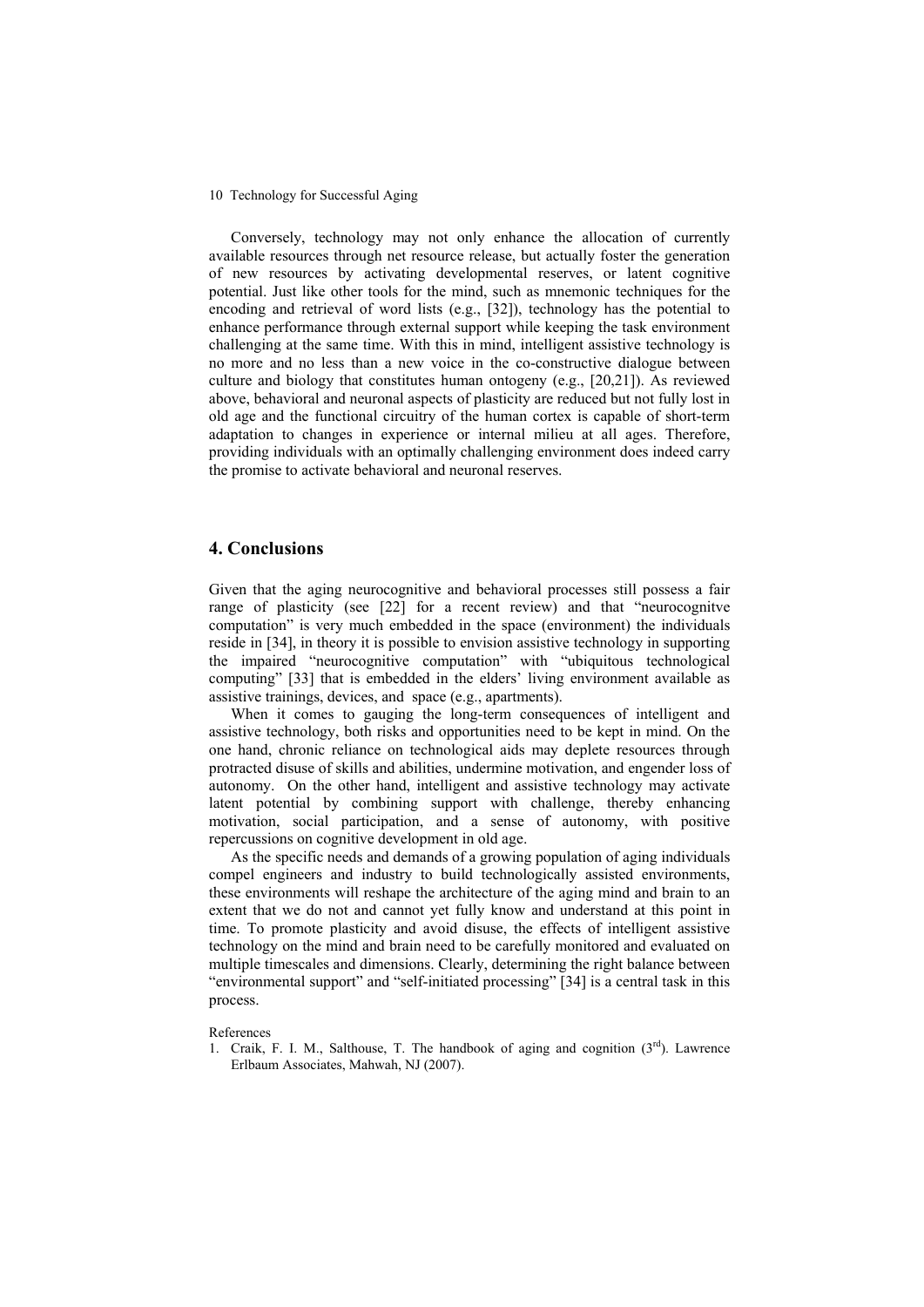Conversely, technology may not only enhance the allocation of currently available resources through net resource release, but actually foster the generation of new resources by activating developmental reserves, or latent cognitive potential. Just like other tools for the mind, such as mnemonic techniques for the encoding and retrieval of word lists (e.g., [32]), technology has the potential to enhance performance through external support while keeping the task environment challenging at the same time. With this in mind, intelligent assistive technology is no more and no less than a new voice in the co-constructive dialogue between culture and biology that constitutes human ontogeny (e.g., [20,21]). As reviewed above, behavioral and neuronal aspects of plasticity are reduced but not fully lost in old age and the functional circuitry of the human cortex is capable of short-term adaptation to changes in experience or internal milieu at all ages. Therefore, providing individuals with an optimally challenging environment does indeed carry the promise to activate behavioral and neuronal reserves.

## 4. Conclusions

Given that the aging neurocognitive and behavioral processes still possess a fair range of plasticity (see [22] for a recent review) and that "neurocognitve computation" is very much embedded in the space (environment) the individuals reside in [34], in theory it is possible to envision assistive technology in supporting the impaired "neurocognitive computation" with "ubiquitous technological computing" [33] that is embedded in the elders' living environment available as assistive trainings, devices, and space (e.g., apartments).

When it comes to gauging the long-term consequences of intelligent and assistive technology, both risks and opportunities need to be kept in mind. On the one hand, chronic reliance on technological aids may deplete resources through protracted disuse of skills and abilities, undermine motivation, and engender loss of autonomy. On the other hand, intelligent and assistive technology may activate latent potential by combining support with challenge, thereby enhancing motivation, social participation, and a sense of autonomy, with positive repercussions on cognitive development in old age.

As the specific needs and demands of a growing population of aging individuals compel engineers and industry to build technologically assisted environments, these environments will reshape the architecture of the aging mind and brain to an extent that we do not and cannot yet fully know and understand at this point in time. To promote plasticity and avoid disuse, the effects of intelligent assistive technology on the mind and brain need to be carefully monitored and evaluated on multiple timescales and dimensions. Clearly, determining the right balance between "environmental support" and "self-initiated processing" [34] is a central task in this process.

References

1. Craik, F. I. M., Salthouse, T. The handbook of aging and cognition (3rd). Lawrence Erlbaum Associates, Mahwah, NJ (2007).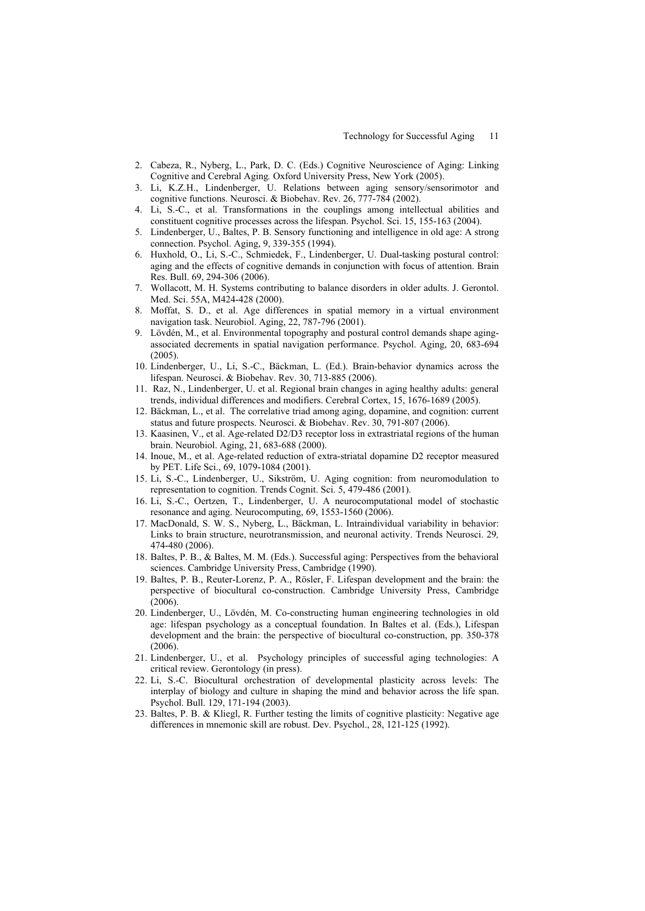2. Cabeza, R., Nyberg, L., Park, D. C. (Eds.) Cognitive Neuroscience of Aging: Linking Cognitive and Cerebral Aging*.* Oxford University Press, New York (2005).
3. Li, K.Z.H., Lindenberger, U. Relations between aging sensory/sensorimotor and cognitive functions. Neurosci. & Biobehav. Rev. 26, 777-784 (2002).
4. Li, S.-C., et al. Transformations in the couplings among intellectual abilities and constituent cognitive processes across the lifespan. Psychol. Sci. 15, 155-163 (2004).
5. Lindenberger, U., Baltes, P. B. Sensory functioning and intelligence in old age: A strong connection. Psychol. Aging, 9, 339-355 (1994).
6. Huxhold, O., Li, S.-C., Schmiedek, F., Lindenberger, U. Dual-tasking postural control: aging and the effects of cognitive demands in conjunction with focus of attention. Brain Res. Bull. 69, 294-306 (2006).
7. Wollacott, M. H. Systems contributing to balance disorders in older adults. J. Gerontol. Med. Sci. 55A, M424-428 (2000).
8. Moffat, S. D., et al. Age differences in spatial memory in a virtual environment navigation task. Neurobiol. Aging, 22, 787-796 (2001).
9. Lövdén, M., et al. Environmental topography and postural control demands shape aging-associated decrements in spatial navigation performance. Psychol. Aging, 20, 683-694 (2005).
10. Lindenberger, U., Li, S.-C., Bäckman, L. (Ed.). Brain-behavior dynamics across the lifespan. Neurosci. & Biobehav. Rev. 30, 713-885 (2006).
11. Raz, N., Lindenberger, U. et al. Regional brain changes in aging healthy adults: general trends, individual differences and modifiers. Cerebral Cortex, 15, 1676-1689 (2005).
12. Bäckman, L., et al. The correlative triad among aging, dopamine, and cognition: current status and future prospects. Neurosci. & Biobehav. Rev. 30, 791-807 (2006).
13. Kaasinen, V., et al. Age-related D2/D3 receptor loss in extrastriatal regions of the human brain. Neurobiol. Aging, 21, 683-688 (2000).
14. Inoue, M., et al. Age-related reduction of extra-striatal dopamine D2 receptor measured by PET. Life Sci., 69, 1079-1084 (2001).
15. Li, S.-C., Lindenberger, U., Sikström, U. Aging cognition: from neuromodulation to representation to cognition. Trends Cognit. Sci. 5, 479-486 (2001).
16. Li, S.-C., Oertzen, T., Lindenberger, U. A neurocomputational model of stochastic resonance and aging. Neurocomputing, 69, 1553-1560 (2006).
17. MacDonald, S. W. S., Nyberg, L., Bäckman, L. Intraindividual variability in behavior: Links to brain structure, neurotransmission, and neuronal activity. Trends Neurosci. 29*,* 474-480 (2006).
18. Baltes, P. B., & Baltes, M. M. (Eds.). Successful aging: Perspectives from the behavioral sciences. Cambridge University Press, Cambridge (1990).
19. Baltes, P. B., Reuter-Lorenz, P. A., Rösler, F. Lifespan development and the brain: the perspective of biocultural co-construction. Cambridge University Press, Cambridge (2006).
20. Lindenberger, U., Lövdén, M. Co-constructing human engineering technologies in old age: lifespan psychology as a conceptual foundation. In Baltes et al. (Eds.), Lifespan development and the brain: the perspective of biocultural co-construction, pp. 350-378 (2006).
21. Lindenberger, U., et al. Psychology principles of successful aging technologies: A critical review. Gerontology (in press).
22. Li, S.-C. Biocultural orchestration of developmental plasticity across levels: The interplay of biology and culture in shaping the mind and behavior across the life span. Psychol. Bull. 129, 171-194 (2003).
23. Baltes, P. B. & Kliegl, R. Further testing the limits of cognitive plasticity: Negative age differences in mnemonic skill are robust. Dev. Psychol., 28, 121-125 (1992).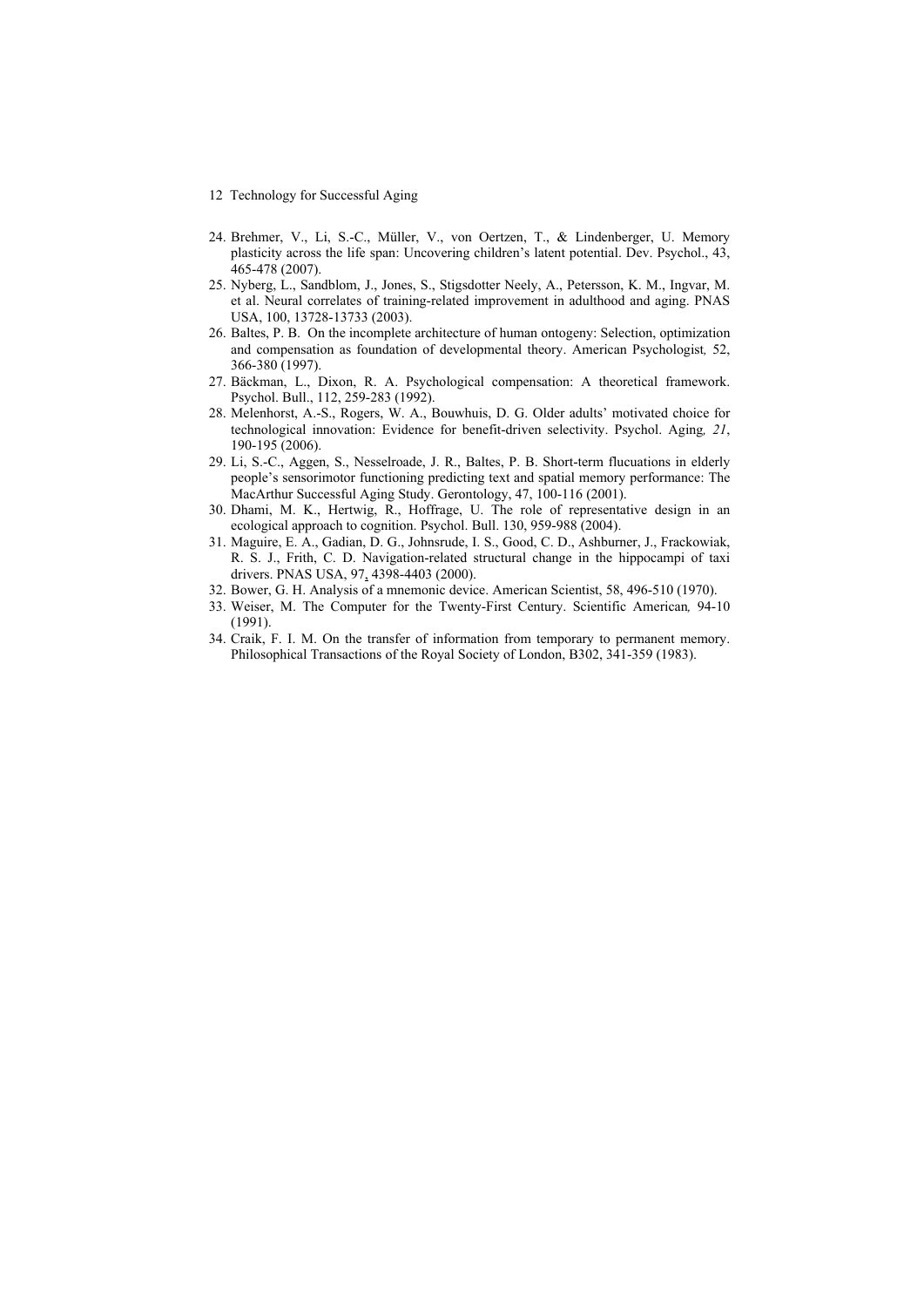24. Brehmer, V., Li, S.-C., Müller, V., von Oertzen, T., & Lindenberger, U. Memory plasticity across the life span: Uncovering children's latent potential. Dev. Psychol., 43, 465-478 (2007).
25. Nyberg, L., Sandblom, J., Jones, S., Stigsdotter Neely, A., Petersson, K. M., Ingvar, M. et al. Neural correlates of training-related improvement in adulthood and aging. PNAS USA, 100, 13728-13733 (2003).
26. Baltes, P. B. On the incomplete architecture of human ontogeny: Selection, optimization and compensation as foundation of developmental theory. American Psychologist*,* 52, 366-380 (1997).
27. Bäckman, L., Dixon, R. A. Psychological compensation: A theoretical framework. Psychol. Bull., 112, 259-283 (1992).
28. Melenhorst, A.-S., Rogers, W. A., Bouwhuis, D. G. Older adults' motivated choice for technological innovation: Evidence for benefit-driven selectivity. Psychol. Aging*, 21*, 190-195 (2006).
29. Li, S.-C., Aggen, S., Nesselroade, J. R., Baltes, P. B. Short-term flucuations in elderly people's sensorimotor functioning predicting text and spatial memory performance: The MacArthur Successful Aging Study. Gerontology, 47, 100-116 (2001).
30. Dhami, M. K., Hertwig, R., Hoffrage, U. The role of representative design in an ecological approach to cognition. Psychol. Bull. 130, 959-988 (2004).
31. Maguire, E. A., Gadian, D. G., Johnsrude, I. S., Good, C. D., Ashburner, J., Frackowiak, R. S. J., Frith, C. D. Navigation-related structural change in the hippocampi of taxi drivers. PNAS USA, 97, 4398-4403 (2000).
32. Bower, G. H. Analysis of a mnemonic device. American Scientist, 58, 496-510 (1970).
33. Weiser, M. The Computer for the Twenty-First Century. Scientific American*,* 94-10 (1991).
34. Craik, F. I. M. On the transfer of information from temporary to permanent memory. Philosophical Transactions of the Royal Society of London, B302, 341-359 (1983).